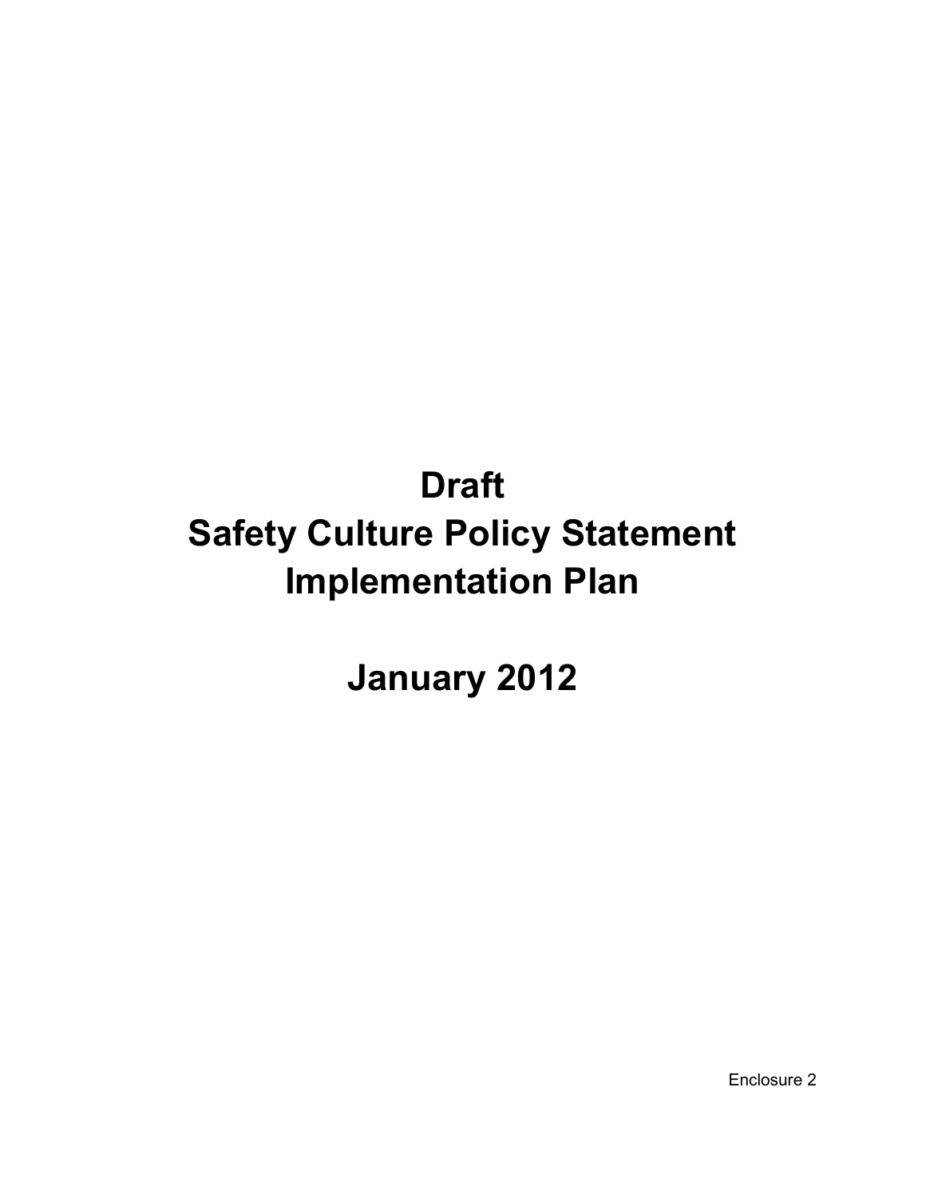# Draft
# Safety Culture Policy Statement
# Implementation Plan

# January 2012

Enclosure 2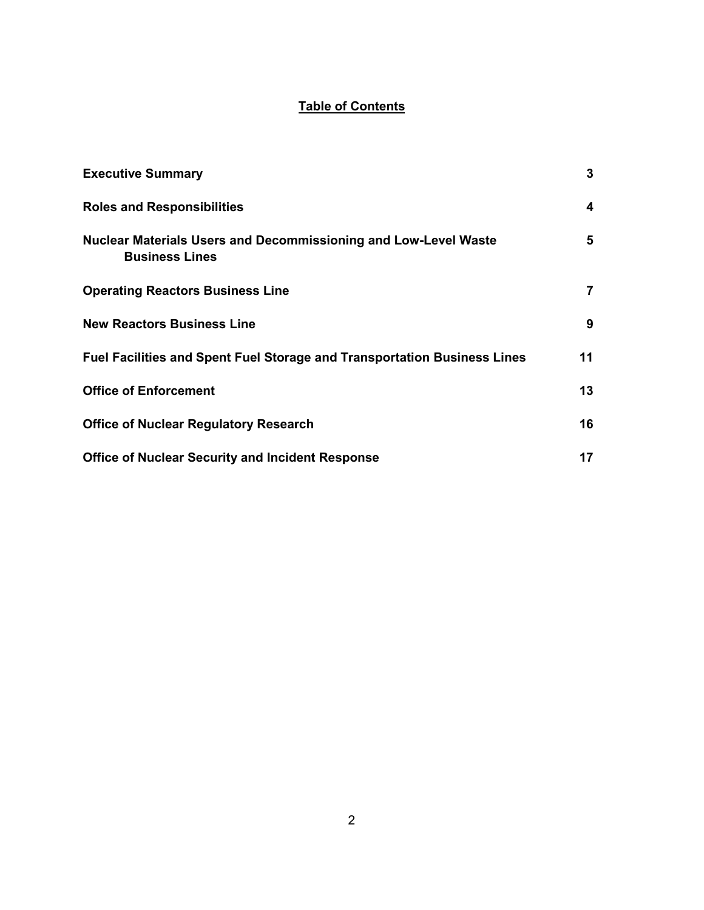# Table of Contents

| | |
|---|---|
| **Executive Summary** | **3** |
| **Roles and Responsibilities** | **4** |
| **Nuclear Materials Users and Decommissioning and Low-Level Waste Business Lines** | **5** |
| **Operating Reactors Business Line** | **7** |
| **New Reactors Business Line** | **9** |
| **Fuel Facilities and Spent Fuel Storage and Transportation Business Lines** | **11** |
| **Office of Enforcement** | **13** |
| **Office of Nuclear Regulatory Research** | **16** |
| **Office of Nuclear Security and Incident Response** | **17** |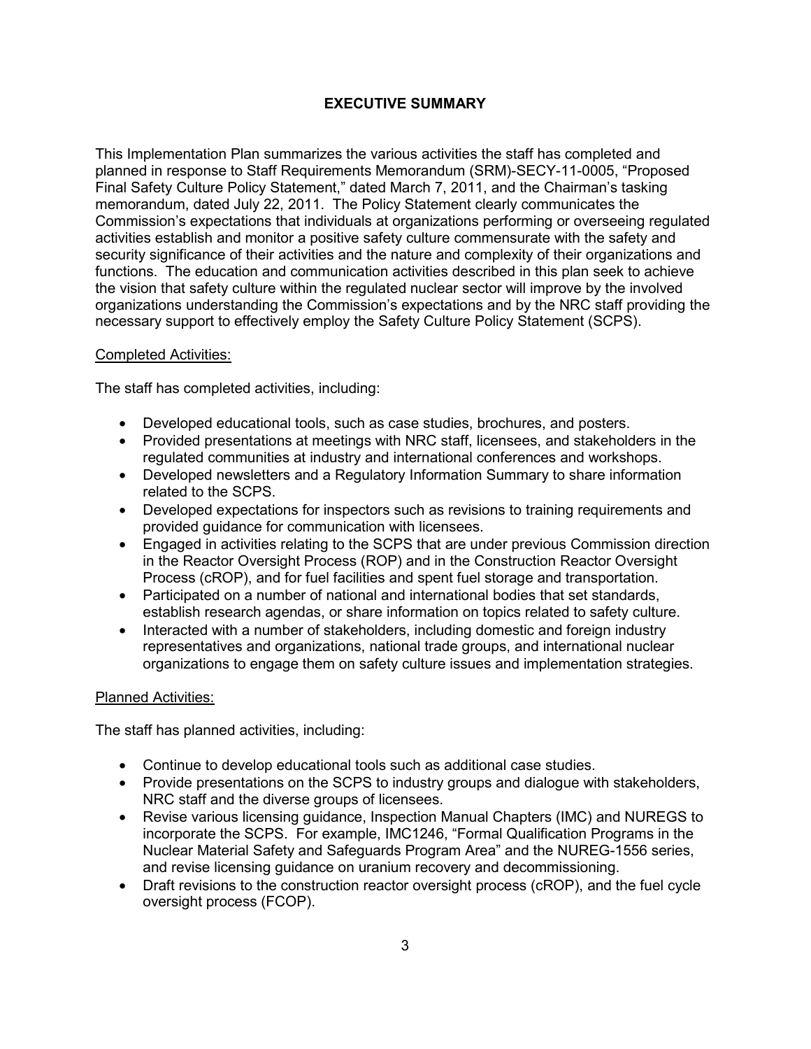## EXECUTIVE SUMMARY

This Implementation Plan summarizes the various activities the staff has completed and planned in response to Staff Requirements Memorandum (SRM)-SECY-11-0005, "Proposed Final Safety Culture Policy Statement," dated March 7, 2011, and the Chairman's tasking memorandum, dated July 22, 2011. The Policy Statement clearly communicates the Commission's expectations that individuals at organizations performing or overseeing regulated activities establish and monitor a positive safety culture commensurate with the safety and security significance of their activities and the nature and complexity of their organizations and functions. The education and communication activities described in this plan seek to achieve the vision that safety culture within the regulated nuclear sector will improve by the involved organizations understanding the Commission's expectations and by the NRC staff providing the necessary support to effectively employ the Safety Culture Policy Statement (SCPS).

<u>Completed Activities:</u>

The staff has completed activities, including:

- Developed educational tools, such as case studies, brochures, and posters.
- Provided presentations at meetings with NRC staff, licensees, and stakeholders in the regulated communities at industry and international conferences and workshops.
- Developed newsletters and a Regulatory Information Summary to share information related to the SCPS.
- Developed expectations for inspectors such as revisions to training requirements and provided guidance for communication with licensees.
- Engaged in activities relating to the SCPS that are under previous Commission direction in the Reactor Oversight Process (ROP) and in the Construction Reactor Oversight Process (cROP), and for fuel facilities and spent fuel storage and transportation.
- Participated on a number of national and international bodies that set standards, establish research agendas, or share information on topics related to safety culture.
- Interacted with a number of stakeholders, including domestic and foreign industry representatives and organizations, national trade groups, and international nuclear organizations to engage them on safety culture issues and implementation strategies.

<u>Planned Activities:</u>

The staff has planned activities, including:

- Continue to develop educational tools such as additional case studies.
- Provide presentations on the SCPS to industry groups and dialogue with stakeholders, NRC staff and the diverse groups of licensees.
- Revise various licensing guidance, Inspection Manual Chapters (IMC) and NUREGS to incorporate the SCPS. For example, IMC1246, "Formal Qualification Programs in the Nuclear Material Safety and Safeguards Program Area" and the NUREG-1556 series, and revise licensing guidance on uranium recovery and decommissioning.
- Draft revisions to the construction reactor oversight process (cROP), and the fuel cycle oversight process (FCOP).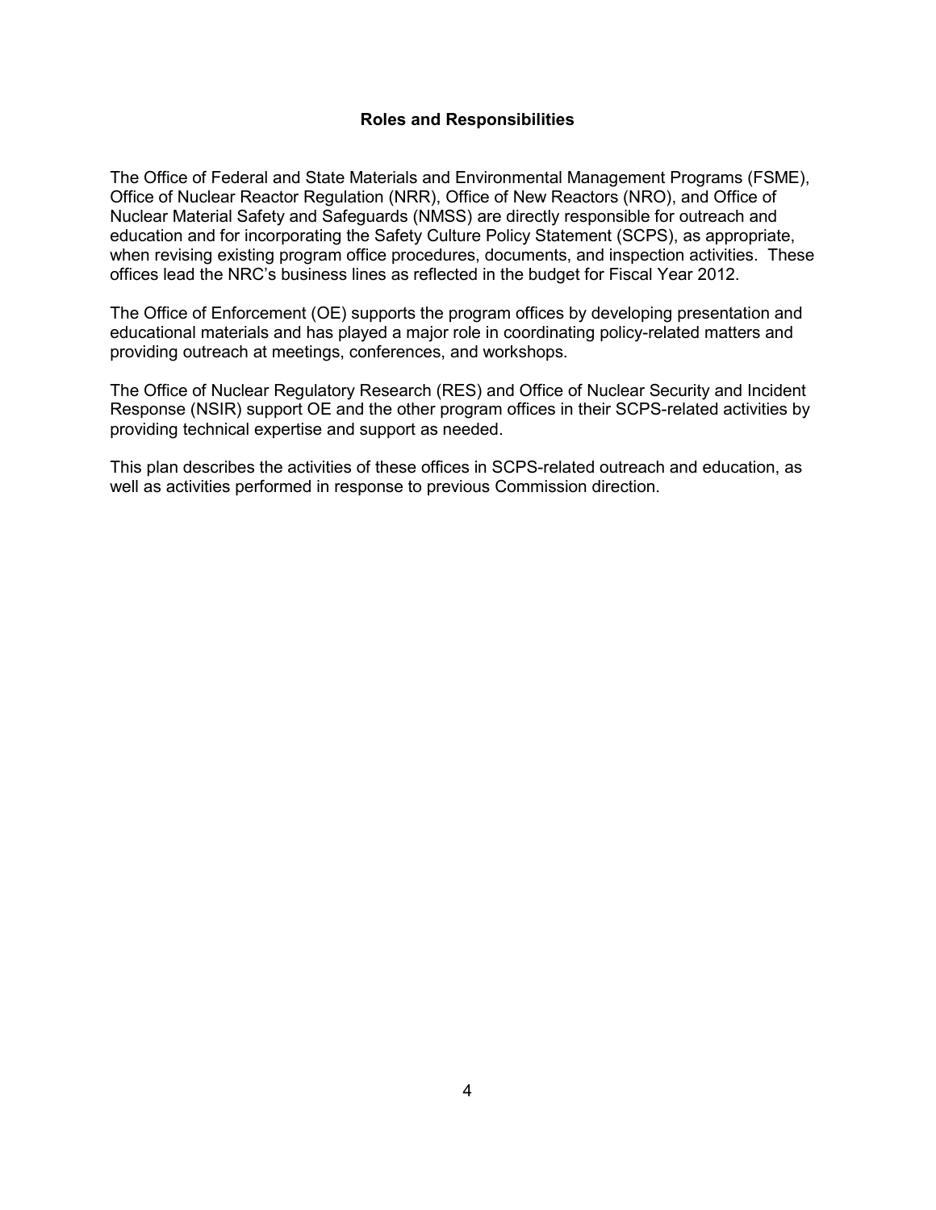## Roles and Responsibilities

The Office of Federal and State Materials and Environmental Management Programs (FSME), Office of Nuclear Reactor Regulation (NRR), Office of New Reactors (NRO), and Office of Nuclear Material Safety and Safeguards (NMSS) are directly responsible for outreach and education and for incorporating the Safety Culture Policy Statement (SCPS), as appropriate, when revising existing program office procedures, documents, and inspection activities. These offices lead the NRC's business lines as reflected in the budget for Fiscal Year 2012.

The Office of Enforcement (OE) supports the program offices by developing presentation and educational materials and has played a major role in coordinating policy-related matters and providing outreach at meetings, conferences, and workshops.

The Office of Nuclear Regulatory Research (RES) and Office of Nuclear Security and Incident Response (NSIR) support OE and the other program offices in their SCPS-related activities by providing technical expertise and support as needed.

This plan describes the activities of these offices in SCPS-related outreach and education, as well as activities performed in response to previous Commission direction.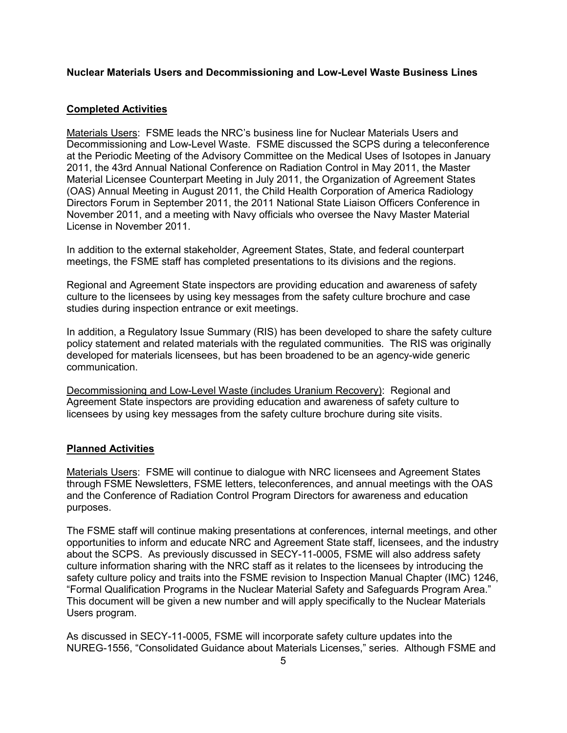**Nuclear Materials Users and Decommissioning and Low-Level Waste Business Lines**

**Completed Activities**

Materials Users: FSME leads the NRC's business line for Nuclear Materials Users and Decommissioning and Low-Level Waste. FSME discussed the SCPS during a teleconference at the Periodic Meeting of the Advisory Committee on the Medical Uses of Isotopes in January 2011, the 43rd Annual National Conference on Radiation Control in May 2011, the Master Material Licensee Counterpart Meeting in July 2011, the Organization of Agreement States (OAS) Annual Meeting in August 2011, the Child Health Corporation of America Radiology Directors Forum in September 2011, the 2011 National State Liaison Officers Conference in November 2011, and a meeting with Navy officials who oversee the Navy Master Material License in November 2011.

In addition to the external stakeholder, Agreement States, State, and federal counterpart meetings, the FSME staff has completed presentations to its divisions and the regions.

Regional and Agreement State inspectors are providing education and awareness of safety culture to the licensees by using key messages from the safety culture brochure and case studies during inspection entrance or exit meetings.

In addition, a Regulatory Issue Summary (RIS) has been developed to share the safety culture policy statement and related materials with the regulated communities. The RIS was originally developed for materials licensees, but has been broadened to be an agency-wide generic communication.

Decommissioning and Low-Level Waste (includes Uranium Recovery): Regional and Agreement State inspectors are providing education and awareness of safety culture to licensees by using key messages from the safety culture brochure during site visits.

**Planned Activities**

Materials Users: FSME will continue to dialogue with NRC licensees and Agreement States through FSME Newsletters, FSME letters, teleconferences, and annual meetings with the OAS and the Conference of Radiation Control Program Directors for awareness and education purposes.

The FSME staff will continue making presentations at conferences, internal meetings, and other opportunities to inform and educate NRC and Agreement State staff, licensees, and the industry about the SCPS. As previously discussed in SECY-11-0005, FSME will also address safety culture information sharing with the NRC staff as it relates to the licensees by introducing the safety culture policy and traits into the FSME revision to Inspection Manual Chapter (IMC) 1246, "Formal Qualification Programs in the Nuclear Material Safety and Safeguards Program Area." This document will be given a new number and will apply specifically to the Nuclear Materials Users program.

As discussed in SECY-11-0005, FSME will incorporate safety culture updates into the NUREG-1556, "Consolidated Guidance about Materials Licenses," series. Although FSME and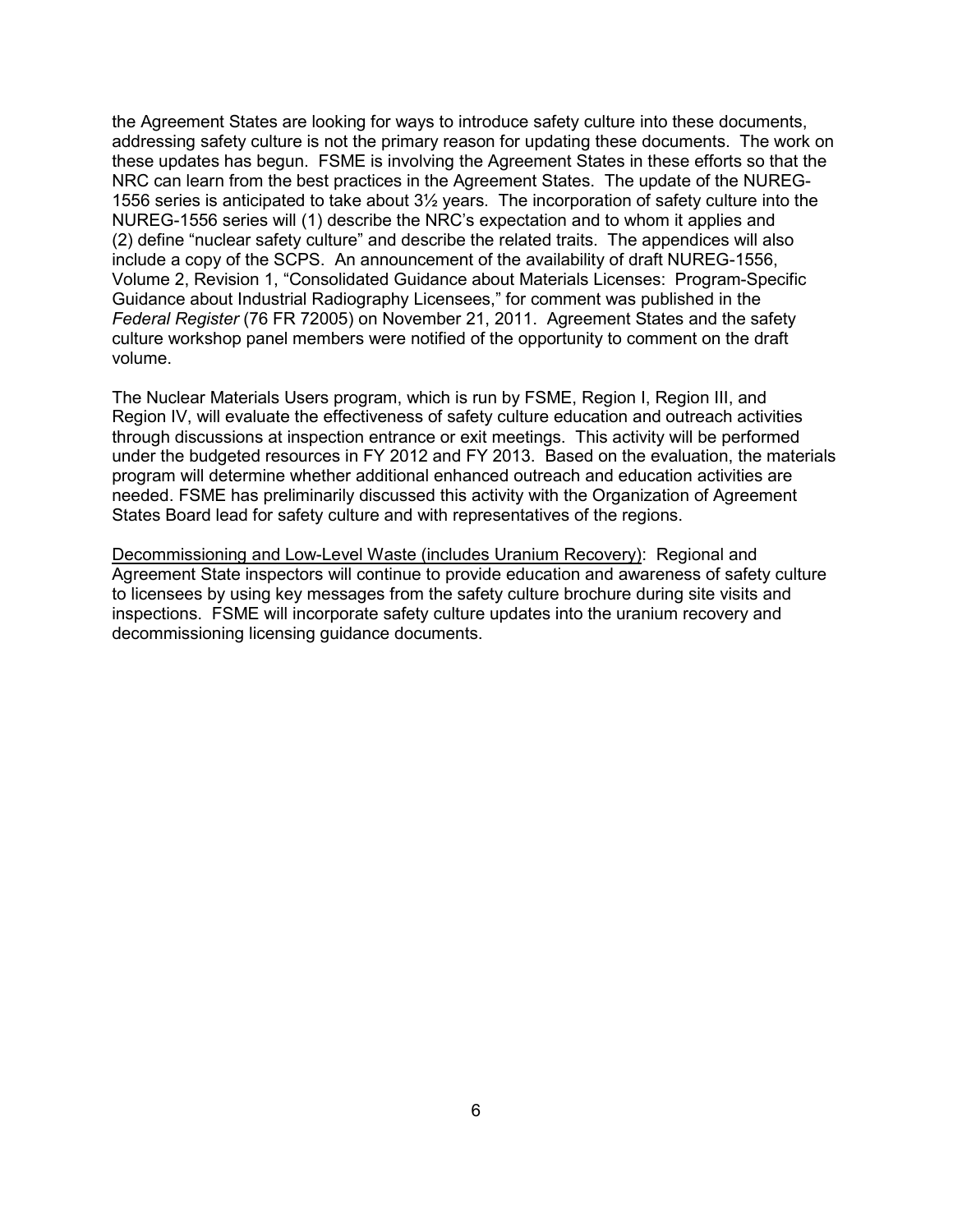the Agreement States are looking for ways to introduce safety culture into these documents, addressing safety culture is not the primary reason for updating these documents. The work on these updates has begun. FSME is involving the Agreement States in these efforts so that the NRC can learn from the best practices in the Agreement States. The update of the NUREG-1556 series is anticipated to take about 3½ years. The incorporation of safety culture into the NUREG-1556 series will (1) describe the NRC's expectation and to whom it applies and (2) define "nuclear safety culture" and describe the related traits. The appendices will also include a copy of the SCPS. An announcement of the availability of draft NUREG-1556, Volume 2, Revision 1, "Consolidated Guidance about Materials Licenses: Program-Specific Guidance about Industrial Radiography Licensees," for comment was published in the *Federal Register* (76 FR 72005) on November 21, 2011. Agreement States and the safety culture workshop panel members were notified of the opportunity to comment on the draft volume.

The Nuclear Materials Users program, which is run by FSME, Region I, Region III, and Region IV, will evaluate the effectiveness of safety culture education and outreach activities through discussions at inspection entrance or exit meetings. This activity will be performed under the budgeted resources in FY 2012 and FY 2013. Based on the evaluation, the materials program will determine whether additional enhanced outreach and education activities are needed. FSME has preliminarily discussed this activity with the Organization of Agreement States Board lead for safety culture and with representatives of the regions.

<u>Decommissioning and Low-Level Waste (includes Uranium Recovery)</u>: Regional and Agreement State inspectors will continue to provide education and awareness of safety culture to licensees by using key messages from the safety culture brochure during site visits and inspections. FSME will incorporate safety culture updates into the uranium recovery and decommissioning licensing guidance documents.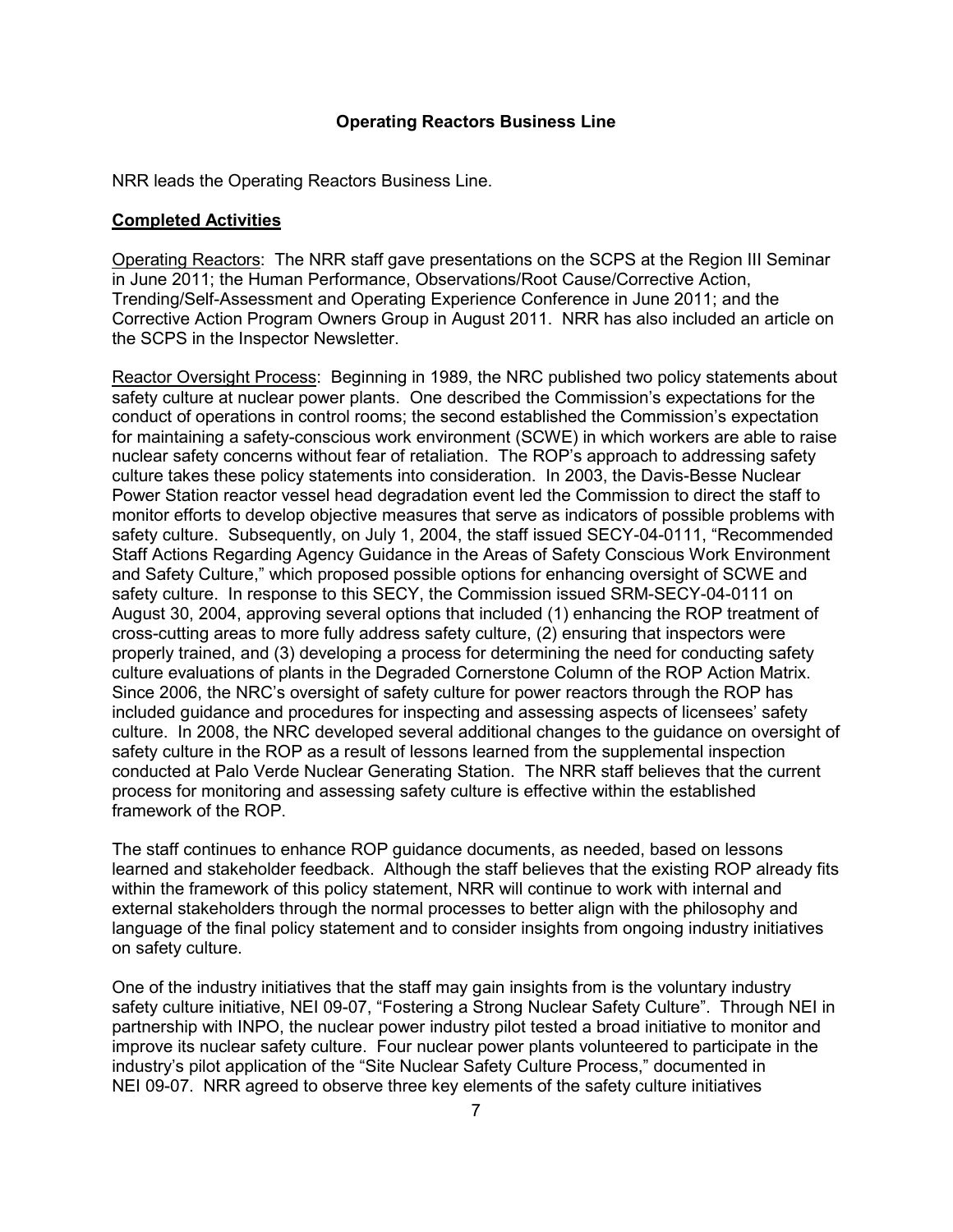## Operating Reactors Business Line

NRR leads the Operating Reactors Business Line.

**Completed Activities**

Operating Reactors: The NRR staff gave presentations on the SCPS at the Region III Seminar in June 2011; the Human Performance, Observations/Root Cause/Corrective Action, Trending/Self-Assessment and Operating Experience Conference in June 2011; and the Corrective Action Program Owners Group in August 2011. NRR has also included an article on the SCPS in the Inspector Newsletter.

Reactor Oversight Process: Beginning in 1989, the NRC published two policy statements about safety culture at nuclear power plants. One described the Commission's expectations for the conduct of operations in control rooms; the second established the Commission's expectation for maintaining a safety-conscious work environment (SCWE) in which workers are able to raise nuclear safety concerns without fear of retaliation. The ROP's approach to addressing safety culture takes these policy statements into consideration. In 2003, the Davis-Besse Nuclear Power Station reactor vessel head degradation event led the Commission to direct the staff to monitor efforts to develop objective measures that serve as indicators of possible problems with safety culture. Subsequently, on July 1, 2004, the staff issued SECY-04-0111, "Recommended Staff Actions Regarding Agency Guidance in the Areas of Safety Conscious Work Environment and Safety Culture," which proposed possible options for enhancing oversight of SCWE and safety culture. In response to this SECY, the Commission issued SRM-SECY-04-0111 on August 30, 2004, approving several options that included (1) enhancing the ROP treatment of cross-cutting areas to more fully address safety culture, (2) ensuring that inspectors were properly trained, and (3) developing a process for determining the need for conducting safety culture evaluations of plants in the Degraded Cornerstone Column of the ROP Action Matrix. Since 2006, the NRC's oversight of safety culture for power reactors through the ROP has included guidance and procedures for inspecting and assessing aspects of licensees' safety culture. In 2008, the NRC developed several additional changes to the guidance on oversight of safety culture in the ROP as a result of lessons learned from the supplemental inspection conducted at Palo Verde Nuclear Generating Station. The NRR staff believes that the current process for monitoring and assessing safety culture is effective within the established framework of the ROP.

The staff continues to enhance ROP guidance documents, as needed, based on lessons learned and stakeholder feedback. Although the staff believes that the existing ROP already fits within the framework of this policy statement, NRR will continue to work with internal and external stakeholders through the normal processes to better align with the philosophy and language of the final policy statement and to consider insights from ongoing industry initiatives on safety culture.

One of the industry initiatives that the staff may gain insights from is the voluntary industry safety culture initiative, NEI 09-07, "Fostering a Strong Nuclear Safety Culture". Through NEI in partnership with INPO, the nuclear power industry pilot tested a broad initiative to monitor and improve its nuclear safety culture. Four nuclear power plants volunteered to participate in the industry's pilot application of the "Site Nuclear Safety Culture Process," documented in NEI 09-07. NRR agreed to observe three key elements of the safety culture initiatives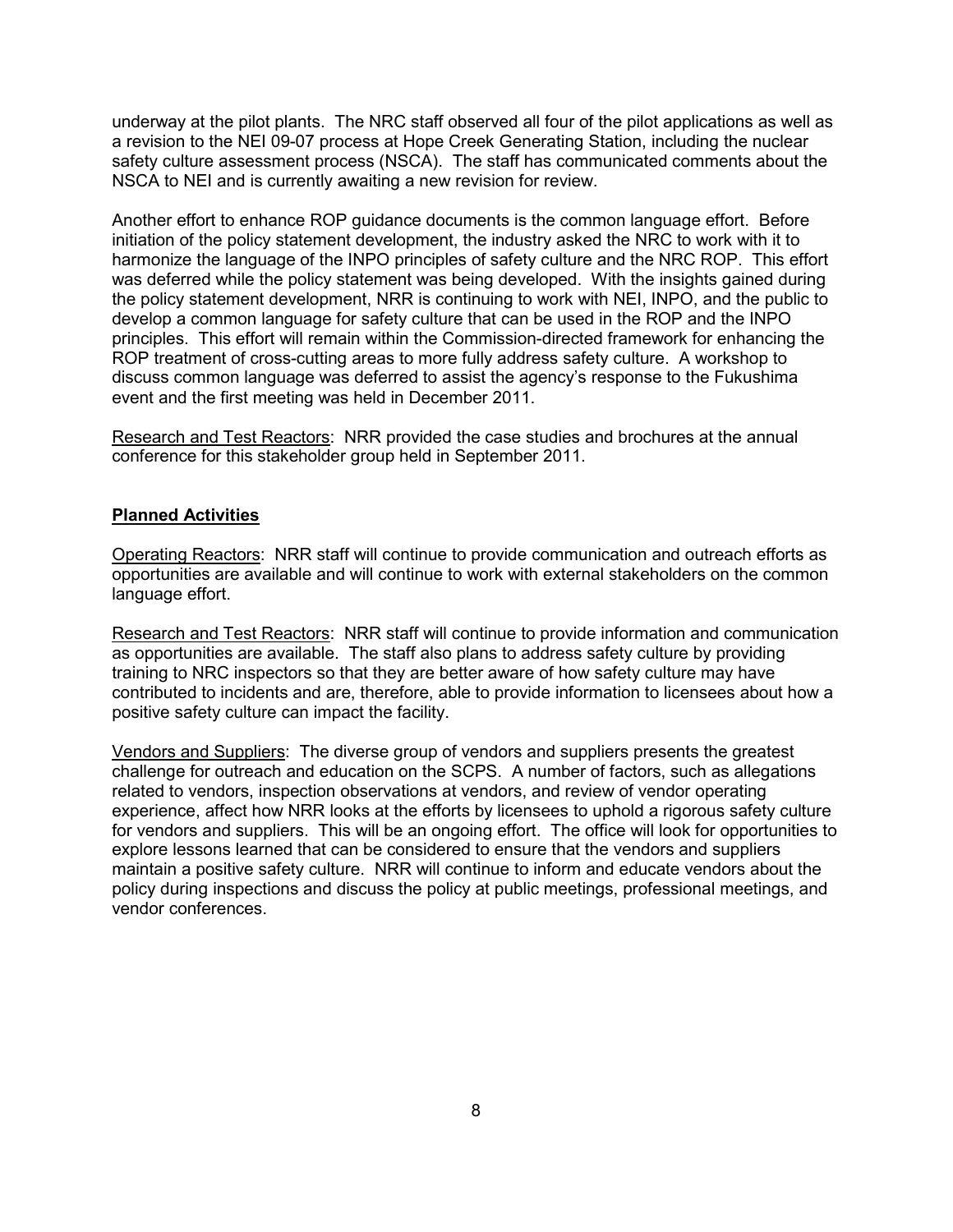underway at the pilot plants. The NRC staff observed all four of the pilot applications as well as a revision to the NEI 09-07 process at Hope Creek Generating Station, including the nuclear safety culture assessment process (NSCA). The staff has communicated comments about the NSCA to NEI and is currently awaiting a new revision for review.

Another effort to enhance ROP guidance documents is the common language effort. Before initiation of the policy statement development, the industry asked the NRC to work with it to harmonize the language of the INPO principles of safety culture and the NRC ROP. This effort was deferred while the policy statement was being developed. With the insights gained during the policy statement development, NRR is continuing to work with NEI, INPO, and the public to develop a common language for safety culture that can be used in the ROP and the INPO principles. This effort will remain within the Commission-directed framework for enhancing the ROP treatment of cross-cutting areas to more fully address safety culture. A workshop to discuss common language was deferred to assist the agency's response to the Fukushima event and the first meeting was held in December 2011.

Research and Test Reactors: NRR provided the case studies and brochures at the annual conference for this stakeholder group held in September 2011.

**Planned Activities**

Operating Reactors: NRR staff will continue to provide communication and outreach efforts as opportunities are available and will continue to work with external stakeholders on the common language effort.

Research and Test Reactors: NRR staff will continue to provide information and communication as opportunities are available. The staff also plans to address safety culture by providing training to NRC inspectors so that they are better aware of how safety culture may have contributed to incidents and are, therefore, able to provide information to licensees about how a positive safety culture can impact the facility.

Vendors and Suppliers: The diverse group of vendors and suppliers presents the greatest challenge for outreach and education on the SCPS. A number of factors, such as allegations related to vendors, inspection observations at vendors, and review of vendor operating experience, affect how NRR looks at the efforts by licensees to uphold a rigorous safety culture for vendors and suppliers. This will be an ongoing effort. The office will look for opportunities to explore lessons learned that can be considered to ensure that the vendors and suppliers maintain a positive safety culture. NRR will continue to inform and educate vendors about the policy during inspections and discuss the policy at public meetings, professional meetings, and vendor conferences.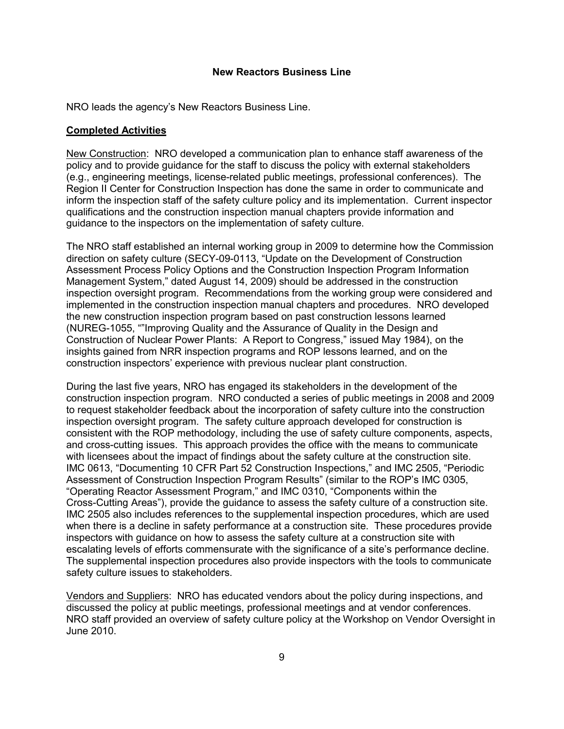## New Reactors Business Line

NRO leads the agency's New Reactors Business Line.

### Completed Activities

New Construction: NRO developed a communication plan to enhance staff awareness of the policy and to provide guidance for the staff to discuss the policy with external stakeholders (e.g., engineering meetings, license-related public meetings, professional conferences). The Region II Center for Construction Inspection has done the same in order to communicate and inform the inspection staff of the safety culture policy and its implementation. Current inspector qualifications and the construction inspection manual chapters provide information and guidance to the inspectors on the implementation of safety culture.

The NRO staff established an internal working group in 2009 to determine how the Commission direction on safety culture (SECY-09-0113, "Update on the Development of Construction Assessment Process Policy Options and the Construction Inspection Program Information Management System," dated August 14, 2009) should be addressed in the construction inspection oversight program. Recommendations from the working group were considered and implemented in the construction inspection manual chapters and procedures. NRO developed the new construction inspection program based on past construction lessons learned (NUREG-1055, ""Improving Quality and the Assurance of Quality in the Design and Construction of Nuclear Power Plants: A Report to Congress," issued May 1984), on the insights gained from NRR inspection programs and ROP lessons learned, and on the construction inspectors' experience with previous nuclear plant construction.

During the last five years, NRO has engaged its stakeholders in the development of the construction inspection program. NRO conducted a series of public meetings in 2008 and 2009 to request stakeholder feedback about the incorporation of safety culture into the construction inspection oversight program. The safety culture approach developed for construction is consistent with the ROP methodology, including the use of safety culture components, aspects, and cross-cutting issues. This approach provides the office with the means to communicate with licensees about the impact of findings about the safety culture at the construction site. IMC 0613, "Documenting 10 CFR Part 52 Construction Inspections," and IMC 2505, "Periodic Assessment of Construction Inspection Program Results" (similar to the ROP's IMC 0305, "Operating Reactor Assessment Program," and IMC 0310, "Components within the Cross-Cutting Areas"), provide the guidance to assess the safety culture of a construction site. IMC 2505 also includes references to the supplemental inspection procedures, which are used when there is a decline in safety performance at a construction site. These procedures provide inspectors with guidance on how to assess the safety culture at a construction site with escalating levels of efforts commensurate with the significance of a site's performance decline. The supplemental inspection procedures also provide inspectors with the tools to communicate safety culture issues to stakeholders.

Vendors and Suppliers: NRO has educated vendors about the policy during inspections, and discussed the policy at public meetings, professional meetings and at vendor conferences. NRO staff provided an overview of safety culture policy at the Workshop on Vendor Oversight in June 2010.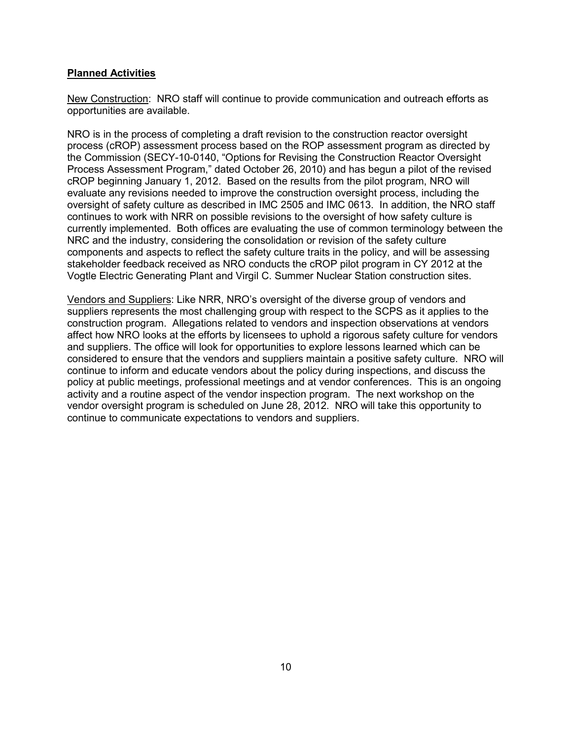**Planned Activities**

New Construction: NRO staff will continue to provide communication and outreach efforts as opportunities are available.

NRO is in the process of completing a draft revision to the construction reactor oversight process (cROP) assessment process based on the ROP assessment program as directed by the Commission (SECY-10-0140, "Options for Revising the Construction Reactor Oversight Process Assessment Program," dated October 26, 2010) and has begun a pilot of the revised cROP beginning January 1, 2012. Based on the results from the pilot program, NRO will evaluate any revisions needed to improve the construction oversight process, including the oversight of safety culture as described in IMC 2505 and IMC 0613. In addition, the NRO staff continues to work with NRR on possible revisions to the oversight of how safety culture is currently implemented. Both offices are evaluating the use of common terminology between the NRC and the industry, considering the consolidation or revision of the safety culture components and aspects to reflect the safety culture traits in the policy, and will be assessing stakeholder feedback received as NRO conducts the cROP pilot program in CY 2012 at the Vogtle Electric Generating Plant and Virgil C. Summer Nuclear Station construction sites.

Vendors and Suppliers: Like NRR, NRO's oversight of the diverse group of vendors and suppliers represents the most challenging group with respect to the SCPS as it applies to the construction program. Allegations related to vendors and inspection observations at vendors affect how NRO looks at the efforts by licensees to uphold a rigorous safety culture for vendors and suppliers. The office will look for opportunities to explore lessons learned which can be considered to ensure that the vendors and suppliers maintain a positive safety culture. NRO will continue to inform and educate vendors about the policy during inspections, and discuss the policy at public meetings, professional meetings and at vendor conferences. This is an ongoing activity and a routine aspect of the vendor inspection program. The next workshop on the vendor oversight program is scheduled on June 28, 2012. NRO will take this opportunity to continue to communicate expectations to vendors and suppliers.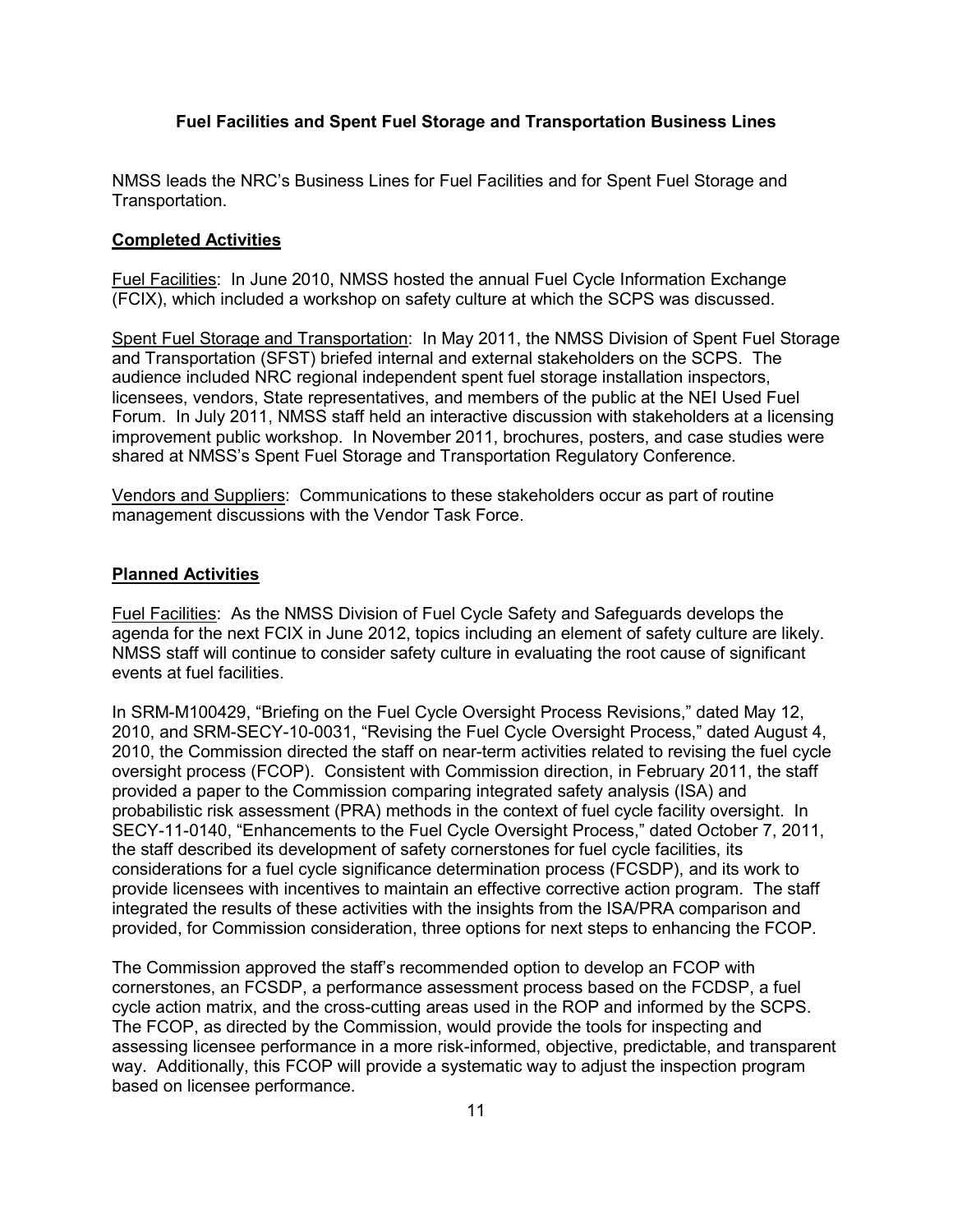## Fuel Facilities and Spent Fuel Storage and Transportation Business Lines

NMSS leads the NRC's Business Lines for Fuel Facilities and for Spent Fuel Storage and Transportation.

### Completed Activities

Fuel Facilities: In June 2010, NMSS hosted the annual Fuel Cycle Information Exchange (FCIX), which included a workshop on safety culture at which the SCPS was discussed.

Spent Fuel Storage and Transportation: In May 2011, the NMSS Division of Spent Fuel Storage and Transportation (SFST) briefed internal and external stakeholders on the SCPS. The audience included NRC regional independent spent fuel storage installation inspectors, licensees, vendors, State representatives, and members of the public at the NEI Used Fuel Forum. In July 2011, NMSS staff held an interactive discussion with stakeholders at a licensing improvement public workshop. In November 2011, brochures, posters, and case studies were shared at NMSS's Spent Fuel Storage and Transportation Regulatory Conference.

Vendors and Suppliers: Communications to these stakeholders occur as part of routine management discussions with the Vendor Task Force.

### Planned Activities

Fuel Facilities: As the NMSS Division of Fuel Cycle Safety and Safeguards develops the agenda for the next FCIX in June 2012, topics including an element of safety culture are likely. NMSS staff will continue to consider safety culture in evaluating the root cause of significant events at fuel facilities.

In SRM-M100429, "Briefing on the Fuel Cycle Oversight Process Revisions," dated May 12, 2010, and SRM-SECY-10-0031, "Revising the Fuel Cycle Oversight Process," dated August 4, 2010, the Commission directed the staff on near-term activities related to revising the fuel cycle oversight process (FCOP). Consistent with Commission direction, in February 2011, the staff provided a paper to the Commission comparing integrated safety analysis (ISA) and probabilistic risk assessment (PRA) methods in the context of fuel cycle facility oversight. In SECY-11-0140, "Enhancements to the Fuel Cycle Oversight Process," dated October 7, 2011, the staff described its development of safety cornerstones for fuel cycle facilities, its considerations for a fuel cycle significance determination process (FCSDP), and its work to provide licensees with incentives to maintain an effective corrective action program. The staff integrated the results of these activities with the insights from the ISA/PRA comparison and provided, for Commission consideration, three options for next steps to enhancing the FCOP.

The Commission approved the staff's recommended option to develop an FCOP with cornerstones, an FCSDP, a performance assessment process based on the FCDSP, a fuel cycle action matrix, and the cross-cutting areas used in the ROP and informed by the SCPS. The FCOP, as directed by the Commission, would provide the tools for inspecting and assessing licensee performance in a more risk-informed, objective, predictable, and transparent way. Additionally, this FCOP will provide a systematic way to adjust the inspection program based on licensee performance.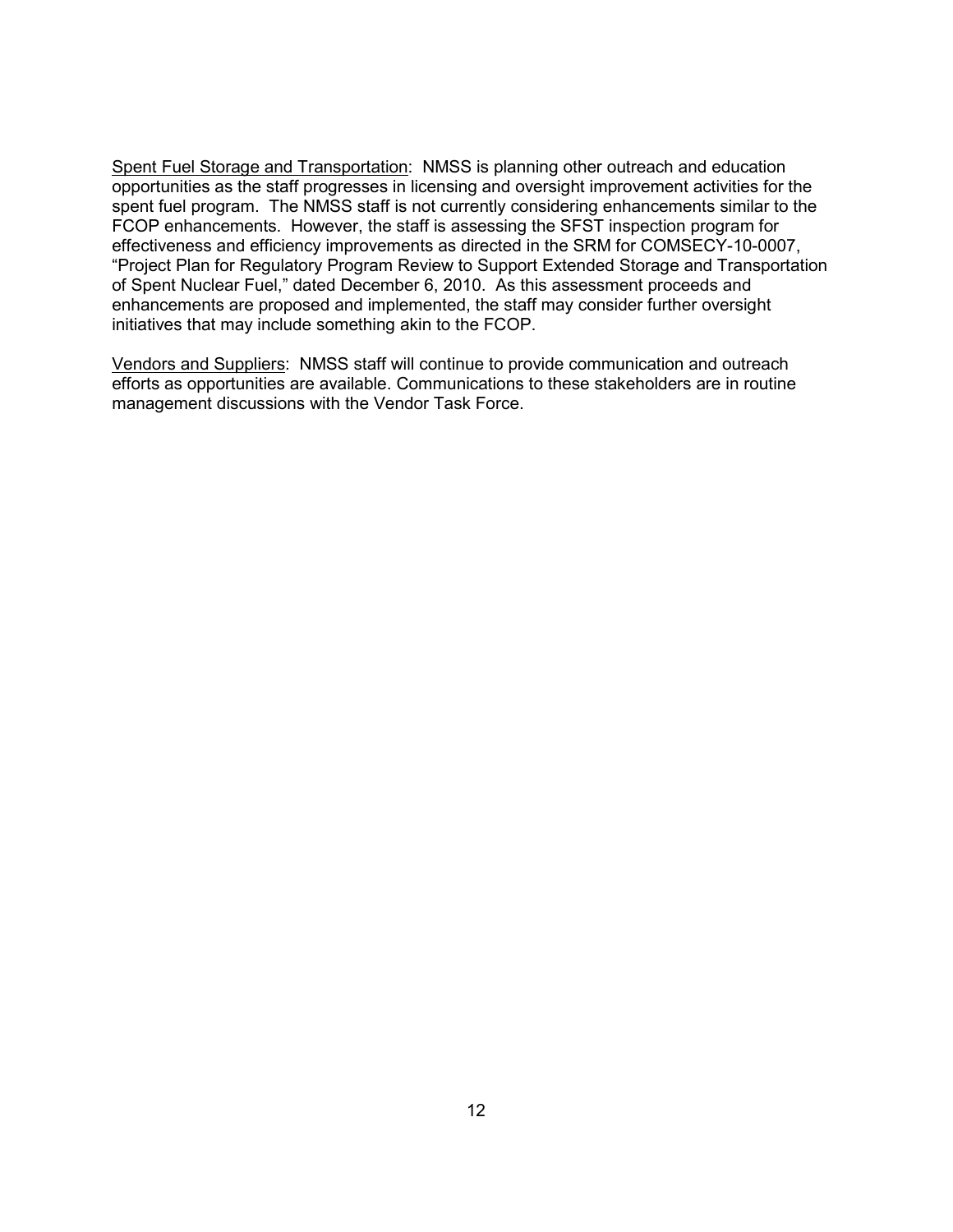<u>Spent Fuel Storage and Transportation</u>: NMSS is planning other outreach and education opportunities as the staff progresses in licensing and oversight improvement activities for the spent fuel program. The NMSS staff is not currently considering enhancements similar to the FCOP enhancements. However, the staff is assessing the SFST inspection program for effectiveness and efficiency improvements as directed in the SRM for COMSECY-10-0007, "Project Plan for Regulatory Program Review to Support Extended Storage and Transportation of Spent Nuclear Fuel," dated December 6, 2010. As this assessment proceeds and enhancements are proposed and implemented, the staff may consider further oversight initiatives that may include something akin to the FCOP.

<u>Vendors and Suppliers</u>: NMSS staff will continue to provide communication and outreach efforts as opportunities are available. Communications to these stakeholders are in routine management discussions with the Vendor Task Force.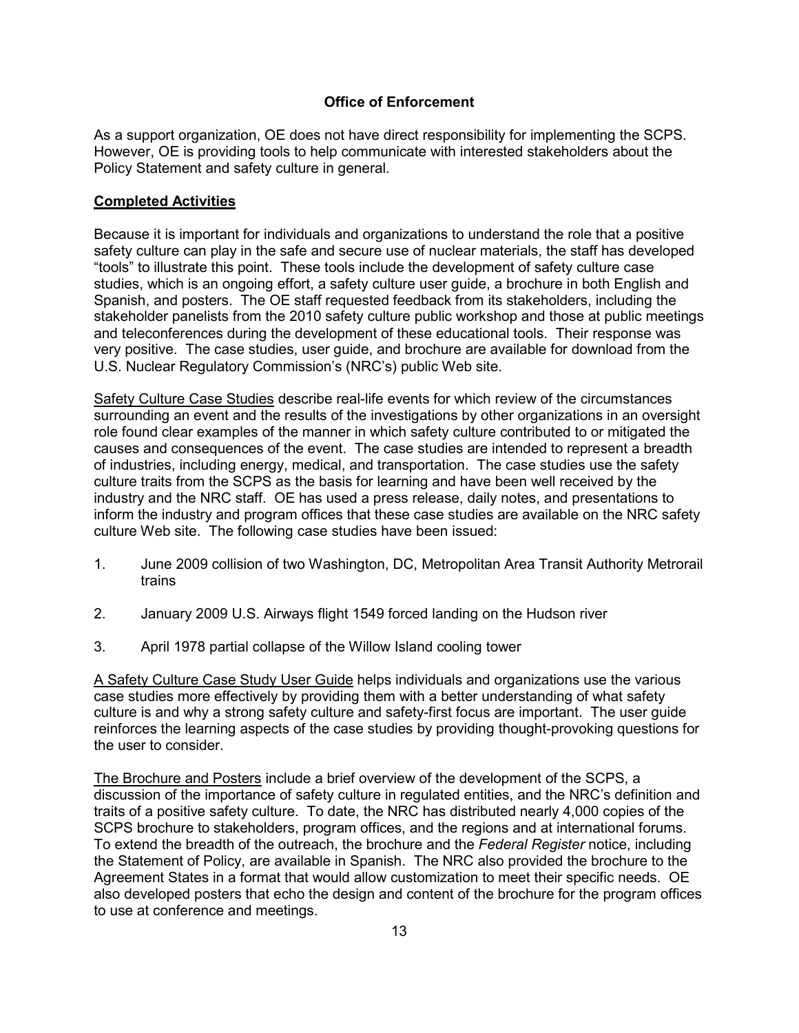## Office of Enforcement

As a support organization, OE does not have direct responsibility for implementing the SCPS. However, OE is providing tools to help communicate with interested stakeholders about the Policy Statement and safety culture in general.

### Completed Activities

Because it is important for individuals and organizations to understand the role that a positive safety culture can play in the safe and secure use of nuclear materials, the staff has developed "tools" to illustrate this point. These tools include the development of safety culture case studies, which is an ongoing effort, a safety culture user guide, a brochure in both English and Spanish, and posters. The OE staff requested feedback from its stakeholders, including the stakeholder panelists from the 2010 safety culture public workshop and those at public meetings and teleconferences during the development of these educational tools. Their response was very positive. The case studies, user guide, and brochure are available for download from the U.S. Nuclear Regulatory Commission's (NRC's) public Web site.

Safety Culture Case Studies describe real-life events for which review of the circumstances surrounding an event and the results of the investigations by other organizations in an oversight role found clear examples of the manner in which safety culture contributed to or mitigated the causes and consequences of the event. The case studies are intended to represent a breadth of industries, including energy, medical, and transportation. The case studies use the safety culture traits from the SCPS as the basis for learning and have been well received by the industry and the NRC staff. OE has used a press release, daily notes, and presentations to inform the industry and program offices that these case studies are available on the NRC safety culture Web site. The following case studies have been issued:

1. June 2009 collision of two Washington, DC, Metropolitan Area Transit Authority Metrorail trains

2. January 2009 U.S. Airways flight 1549 forced landing on the Hudson river

3. April 1978 partial collapse of the Willow Island cooling tower

A Safety Culture Case Study User Guide helps individuals and organizations use the various case studies more effectively by providing them with a better understanding of what safety culture is and why a strong safety culture and safety-first focus are important. The user guide reinforces the learning aspects of the case studies by providing thought-provoking questions for the user to consider.

The Brochure and Posters include a brief overview of the development of the SCPS, a discussion of the importance of safety culture in regulated entities, and the NRC's definition and traits of a positive safety culture. To date, the NRC has distributed nearly 4,000 copies of the SCPS brochure to stakeholders, program offices, and the regions and at international forums. To extend the breadth of the outreach, the brochure and the *Federal Register* notice, including the Statement of Policy, are available in Spanish. The NRC also provided the brochure to the Agreement States in a format that would allow customization to meet their specific needs. OE also developed posters that echo the design and content of the brochure for the program offices to use at conference and meetings.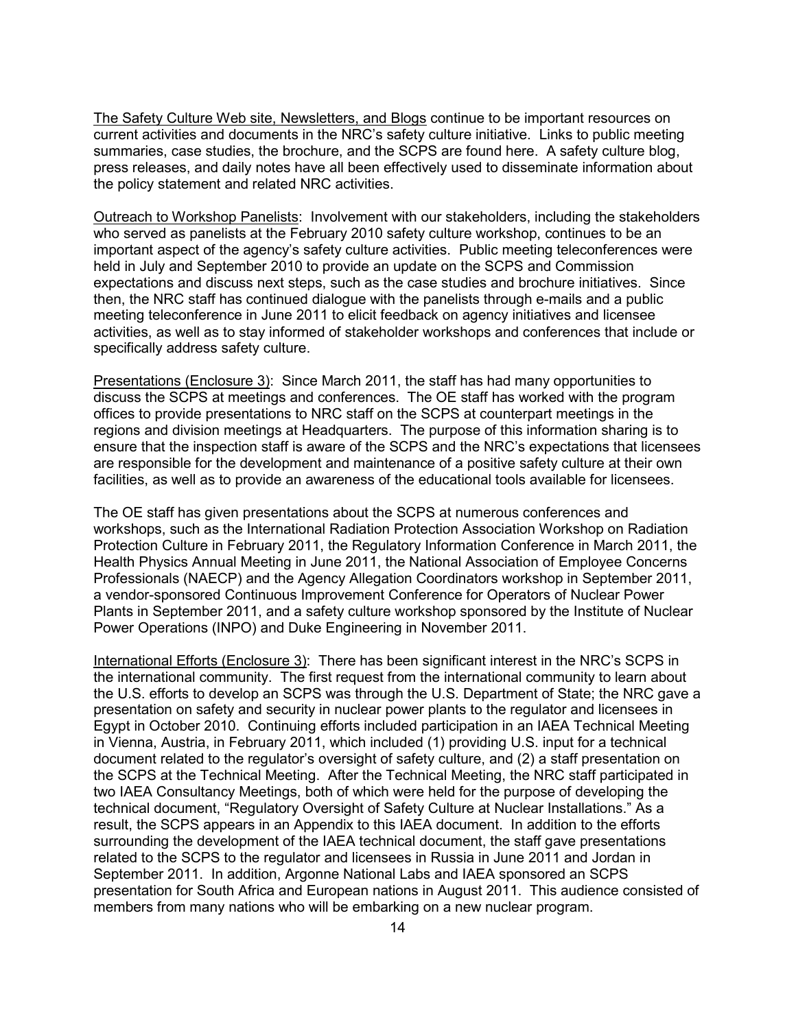The Safety Culture Web site, Newsletters, and Blogs continue to be important resources on current activities and documents in the NRC's safety culture initiative. Links to public meeting summaries, case studies, the brochure, and the SCPS are found here. A safety culture blog, press releases, and daily notes have all been effectively used to disseminate information about the policy statement and related NRC activities.

Outreach to Workshop Panelists: Involvement with our stakeholders, including the stakeholders who served as panelists at the February 2010 safety culture workshop, continues to be an important aspect of the agency's safety culture activities. Public meeting teleconferences were held in July and September 2010 to provide an update on the SCPS and Commission expectations and discuss next steps, such as the case studies and brochure initiatives. Since then, the NRC staff has continued dialogue with the panelists through e-mails and a public meeting teleconference in June 2011 to elicit feedback on agency initiatives and licensee activities, as well as to stay informed of stakeholder workshops and conferences that include or specifically address safety culture.

Presentations (Enclosure 3): Since March 2011, the staff has had many opportunities to discuss the SCPS at meetings and conferences. The OE staff has worked with the program offices to provide presentations to NRC staff on the SCPS at counterpart meetings in the regions and division meetings at Headquarters. The purpose of this information sharing is to ensure that the inspection staff is aware of the SCPS and the NRC's expectations that licensees are responsible for the development and maintenance of a positive safety culture at their own facilities, as well as to provide an awareness of the educational tools available for licensees.

The OE staff has given presentations about the SCPS at numerous conferences and workshops, such as the International Radiation Protection Association Workshop on Radiation Protection Culture in February 2011, the Regulatory Information Conference in March 2011, the Health Physics Annual Meeting in June 2011, the National Association of Employee Concerns Professionals (NAECP) and the Agency Allegation Coordinators workshop in September 2011, a vendor-sponsored Continuous Improvement Conference for Operators of Nuclear Power Plants in September 2011, and a safety culture workshop sponsored by the Institute of Nuclear Power Operations (INPO) and Duke Engineering in November 2011.

International Efforts (Enclosure 3): There has been significant interest in the NRC's SCPS in the international community. The first request from the international community to learn about the U.S. efforts to develop an SCPS was through the U.S. Department of State; the NRC gave a presentation on safety and security in nuclear power plants to the regulator and licensees in Egypt in October 2010. Continuing efforts included participation in an IAEA Technical Meeting in Vienna, Austria, in February 2011, which included (1) providing U.S. input for a technical document related to the regulator's oversight of safety culture, and (2) a staff presentation on the SCPS at the Technical Meeting. After the Technical Meeting, the NRC staff participated in two IAEA Consultancy Meetings, both of which were held for the purpose of developing the technical document, "Regulatory Oversight of Safety Culture at Nuclear Installations." As a result, the SCPS appears in an Appendix to this IAEA document. In addition to the efforts surrounding the development of the IAEA technical document, the staff gave presentations related to the SCPS to the regulator and licensees in Russia in June 2011 and Jordan in September 2011. In addition, Argonne National Labs and IAEA sponsored an SCPS presentation for South Africa and European nations in August 2011. This audience consisted of members from many nations who will be embarking on a new nuclear program.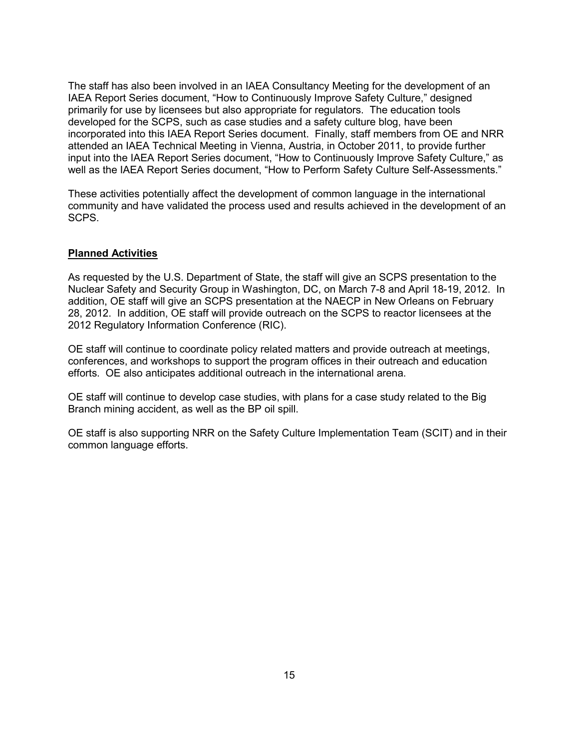The staff has also been involved in an IAEA Consultancy Meeting for the development of an IAEA Report Series document, "How to Continuously Improve Safety Culture," designed primarily for use by licensees but also appropriate for regulators. The education tools developed for the SCPS, such as case studies and a safety culture blog, have been incorporated into this IAEA Report Series document. Finally, staff members from OE and NRR attended an IAEA Technical Meeting in Vienna, Austria, in October 2011, to provide further input into the IAEA Report Series document, "How to Continuously Improve Safety Culture," as well as the IAEA Report Series document, "How to Perform Safety Culture Self-Assessments."

These activities potentially affect the development of common language in the international community and have validated the process used and results achieved in the development of an SCPS.

**Planned Activities**

As requested by the U.S. Department of State, the staff will give an SCPS presentation to the Nuclear Safety and Security Group in Washington, DC, on March 7-8 and April 18-19, 2012. In addition, OE staff will give an SCPS presentation at the NAECP in New Orleans on February 28, 2012. In addition, OE staff will provide outreach on the SCPS to reactor licensees at the 2012 Regulatory Information Conference (RIC).

OE staff will continue to coordinate policy related matters and provide outreach at meetings, conferences, and workshops to support the program offices in their outreach and education efforts. OE also anticipates additional outreach in the international arena.

OE staff will continue to develop case studies, with plans for a case study related to the Big Branch mining accident, as well as the BP oil spill.

OE staff is also supporting NRR on the Safety Culture Implementation Team (SCIT) and in their common language efforts.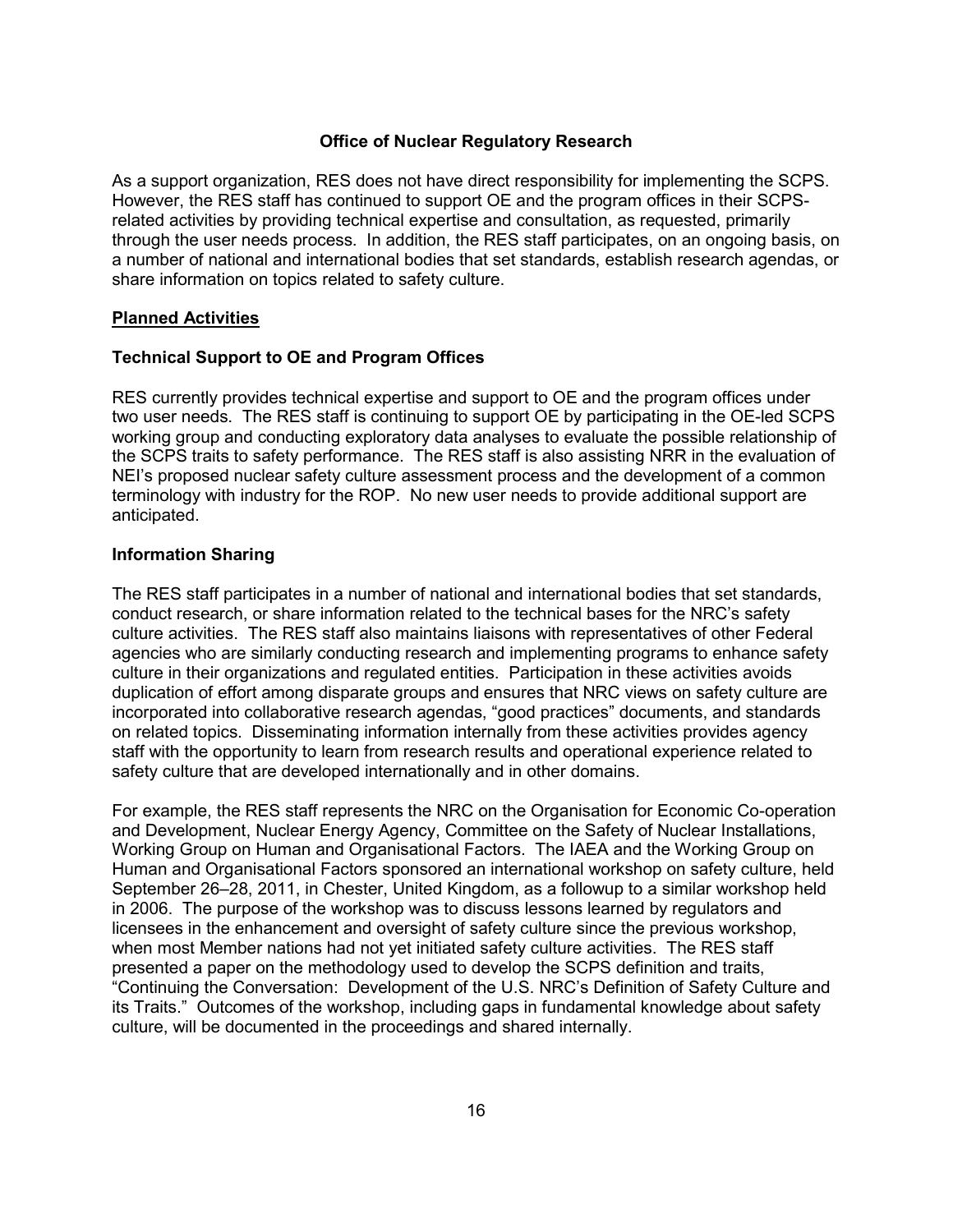## Office of Nuclear Regulatory Research

As a support organization, RES does not have direct responsibility for implementing the SCPS. However, the RES staff has continued to support OE and the program offices in their SCPS-related activities by providing technical expertise and consultation, as requested, primarily through the user needs process. In addition, the RES staff participates, on an ongoing basis, on a number of national and international bodies that set standards, establish research agendas, or share information on topics related to safety culture.

**Planned Activities**

### Technical Support to OE and Program Offices

RES currently provides technical expertise and support to OE and the program offices under two user needs. The RES staff is continuing to support OE by participating in the OE-led SCPS working group and conducting exploratory data analyses to evaluate the possible relationship of the SCPS traits to safety performance. The RES staff is also assisting NRR in the evaluation of NEI's proposed nuclear safety culture assessment process and the development of a common terminology with industry for the ROP. No new user needs to provide additional support are anticipated.

### Information Sharing

The RES staff participates in a number of national and international bodies that set standards, conduct research, or share information related to the technical bases for the NRC's safety culture activities. The RES staff also maintains liaisons with representatives of other Federal agencies who are similarly conducting research and implementing programs to enhance safety culture in their organizations and regulated entities. Participation in these activities avoids duplication of effort among disparate groups and ensures that NRC views on safety culture are incorporated into collaborative research agendas, "good practices" documents, and standards on related topics. Disseminating information internally from these activities provides agency staff with the opportunity to learn from research results and operational experience related to safety culture that are developed internationally and in other domains.

For example, the RES staff represents the NRC on the Organisation for Economic Co-operation and Development, Nuclear Energy Agency, Committee on the Safety of Nuclear Installations, Working Group on Human and Organisational Factors. The IAEA and the Working Group on Human and Organisational Factors sponsored an international workshop on safety culture, held September 26–28, 2011, in Chester, United Kingdom, as a followup to a similar workshop held in 2006. The purpose of the workshop was to discuss lessons learned by regulators and licensees in the enhancement and oversight of safety culture since the previous workshop, when most Member nations had not yet initiated safety culture activities. The RES staff presented a paper on the methodology used to develop the SCPS definition and traits, "Continuing the Conversation: Development of the U.S. NRC's Definition of Safety Culture and its Traits." Outcomes of the workshop, including gaps in fundamental knowledge about safety culture, will be documented in the proceedings and shared internally.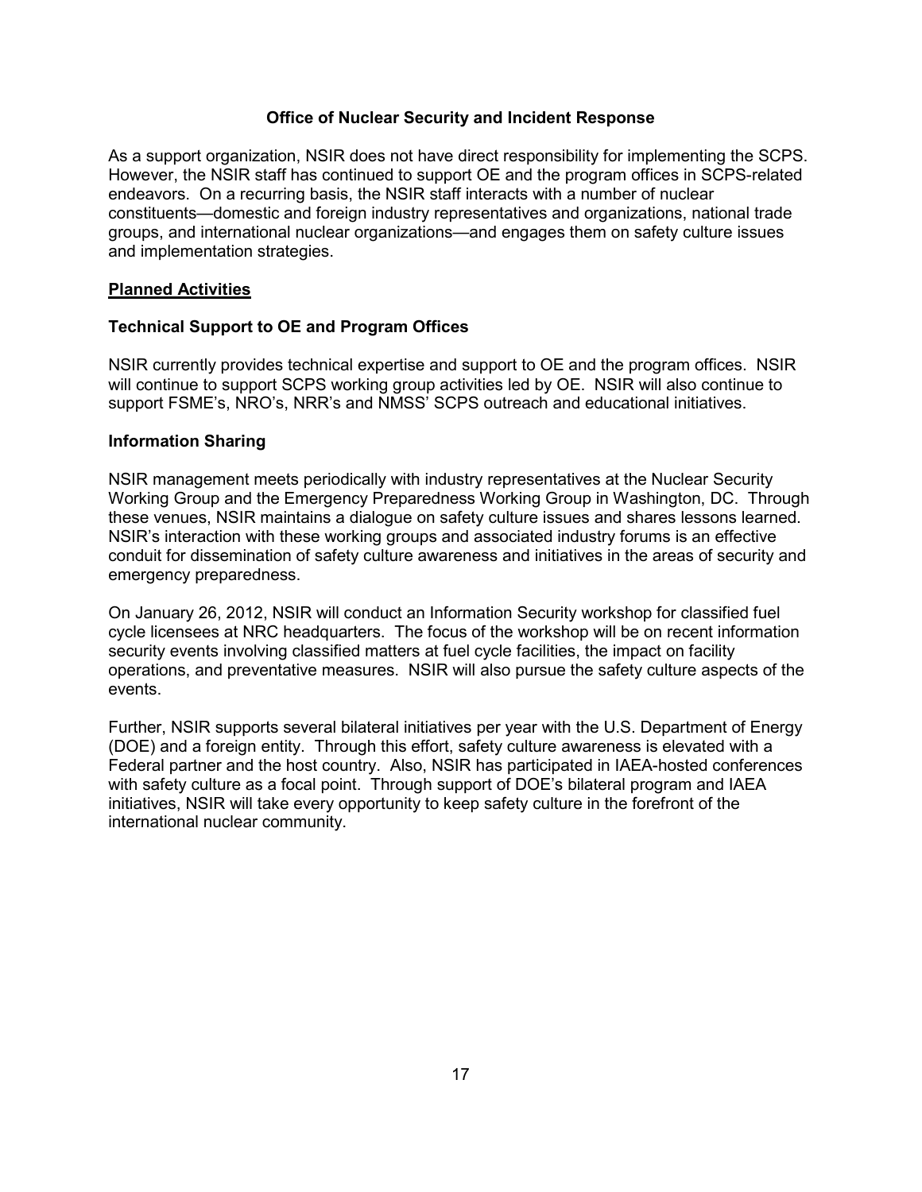## Office of Nuclear Security and Incident Response

As a support organization, NSIR does not have direct responsibility for implementing the SCPS. However, the NSIR staff has continued to support OE and the program offices in SCPS-related endeavors. On a recurring basis, the NSIR staff interacts with a number of nuclear constituents—domestic and foreign industry representatives and organizations, national trade groups, and international nuclear organizations—and engages them on safety culture issues and implementation strategies.

### Planned Activities

#### Technical Support to OE and Program Offices

NSIR currently provides technical expertise and support to OE and the program offices. NSIR will continue to support SCPS working group activities led by OE. NSIR will also continue to support FSME's, NRO's, NRR's and NMSS' SCPS outreach and educational initiatives.

#### Information Sharing

NSIR management meets periodically with industry representatives at the Nuclear Security Working Group and the Emergency Preparedness Working Group in Washington, DC. Through these venues, NSIR maintains a dialogue on safety culture issues and shares lessons learned. NSIR's interaction with these working groups and associated industry forums is an effective conduit for dissemination of safety culture awareness and initiatives in the areas of security and emergency preparedness.

On January 26, 2012, NSIR will conduct an Information Security workshop for classified fuel cycle licensees at NRC headquarters. The focus of the workshop will be on recent information security events involving classified matters at fuel cycle facilities, the impact on facility operations, and preventative measures. NSIR will also pursue the safety culture aspects of the events.

Further, NSIR supports several bilateral initiatives per year with the U.S. Department of Energy (DOE) and a foreign entity. Through this effort, safety culture awareness is elevated with a Federal partner and the host country. Also, NSIR has participated in IAEA-hosted conferences with safety culture as a focal point. Through support of DOE's bilateral program and IAEA initiatives, NSIR will take every opportunity to keep safety culture in the forefront of the international nuclear community.